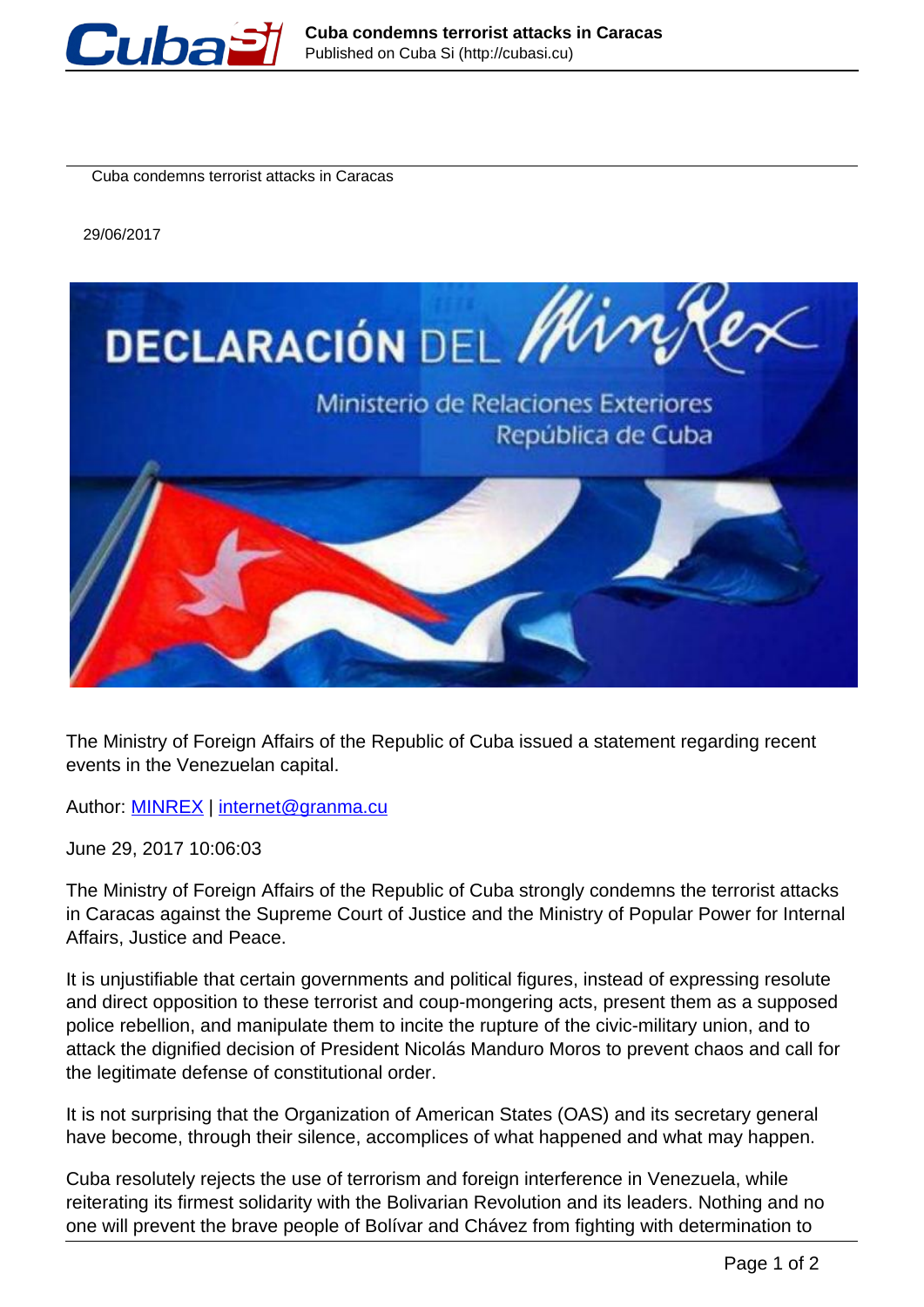Cuba condemns terrorist attacks in Caracas

29/06/2017

The Ministry of Foreign Affairs of the Republic of Cuba issued a statement regarding recent events in the Venezuelan capital.

Author: [MINREX](#) | [internet@granma.cu](mailto:internet@granma.cu)

June 29, 2017 10:06:03

The Ministry of Foreign Affairs of the Republic of Cuba strongly condemns the terrorist attacks in Caracas against the Supreme Court of Justice and the Ministry of Popular Power for Internal Affairs, Justice and Peace.

It is unjustifiable that certain governments and political figures, instead of expressing resolute and direct opposition to these terrorist and coup-mongering acts, present them as a supposed police rebellion, and manipulate them to incite the rupture of the civic-military union, and to attack the dignified decision of President Nicolás Manduro Moros to prevent chaos and call for the legitimate defense of constitutional order.

It is not surprising that the Organization of American States (OAS) and its secretary general have become, through their silence, accomplices of what happened and what may happen.

Cuba resolutely rejects the use of terrorism and foreign interference in Venezuela, while reiterating its firmest solidarity with the Bolivarian Revolution and its leaders. Nothing and no one will prevent the brave people of Bolívar and Chávez from fighting with determination to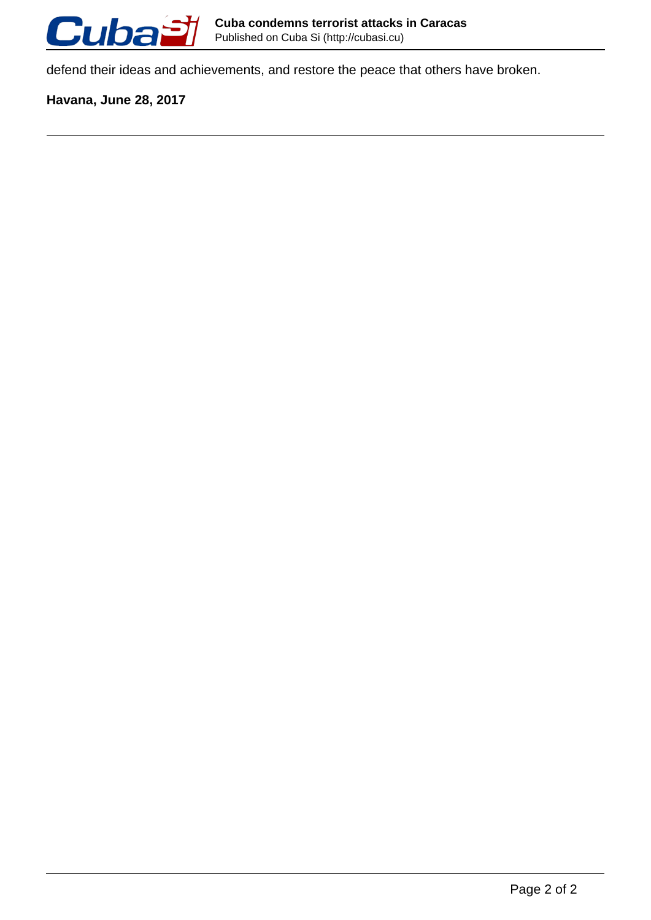defend their ideas and achievements, and restore the peace that others have broken.

**Havana, June 28, 2017**